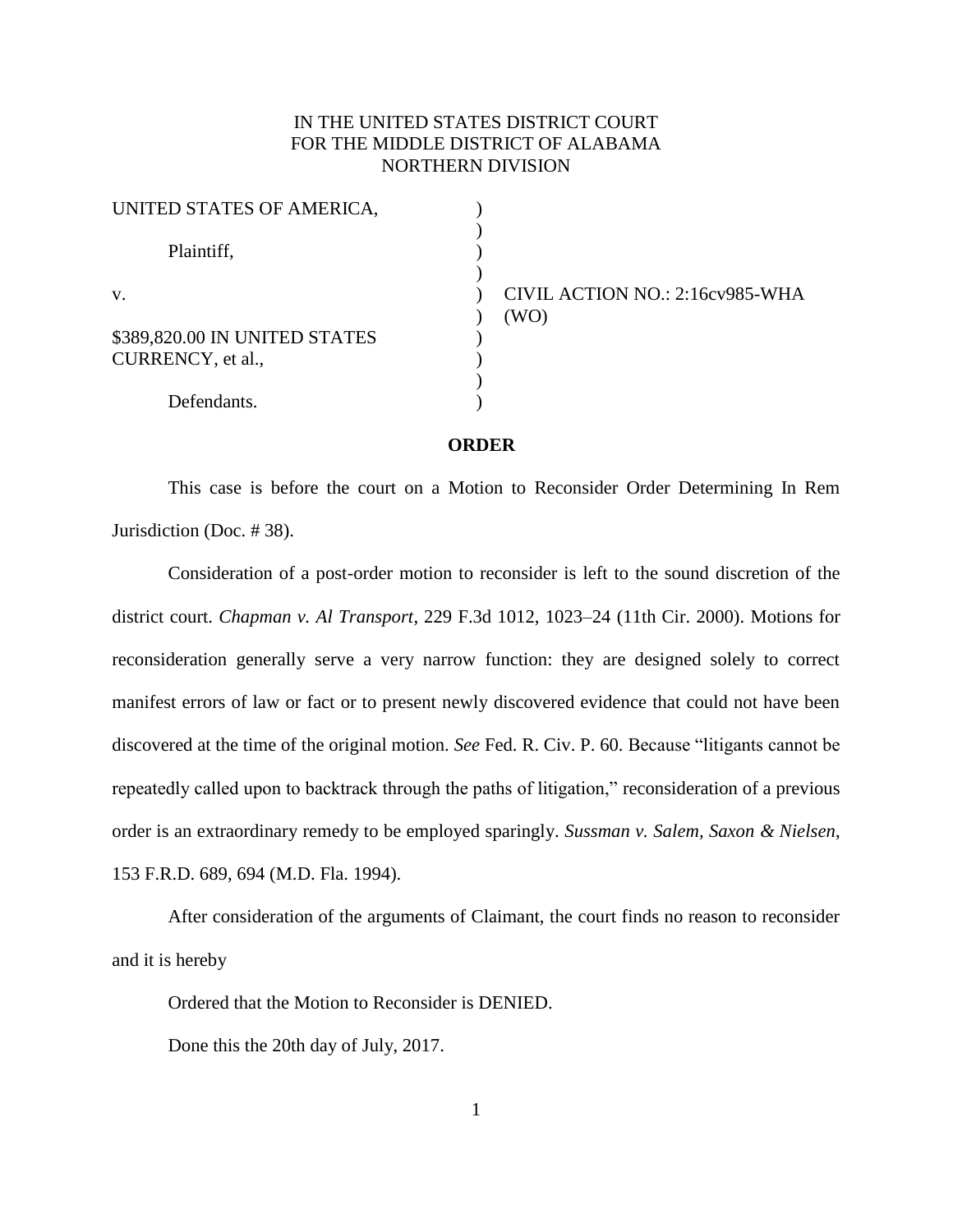IN THE UNITED STATES DISTRICT COURT
FOR THE MIDDLE DISTRICT OF ALABAMA
NORTHERN DIVISION

UNITED STATES OF AMERICA,

Plaintiff,

v.

$389,820.00 IN UNITED STATES CURRENCY, et al.,

Defendants.

CIVIL ACTION NO.: 2:16cv985-WHA (WO)

**ORDER**

This case is before the court on a Motion to Reconsider Order Determining In Rem Jurisdiction (Doc. # 38).

Consideration of a post-order motion to reconsider is left to the sound discretion of the district court. *Chapman v. Al Transport*, 229 F.3d 1012, 1023–24 (11th Cir. 2000). Motions for reconsideration generally serve a very narrow function: they are designed solely to correct manifest errors of law or fact or to present newly discovered evidence that could not have been discovered at the time of the original motion. *See* Fed. R. Civ. P. 60. Because "litigants cannot be repeatedly called upon to backtrack through the paths of litigation," reconsideration of a previous order is an extraordinary remedy to be employed sparingly. *Sussman v. Salem, Saxon & Nielsen*, 153 F.R.D. 689, 694 (M.D. Fla. 1994).

After consideration of the arguments of Claimant, the court finds no reason to reconsider and it is hereby

Ordered that the Motion to Reconsider is DENIED.

Done this the 20th day of July, 2017.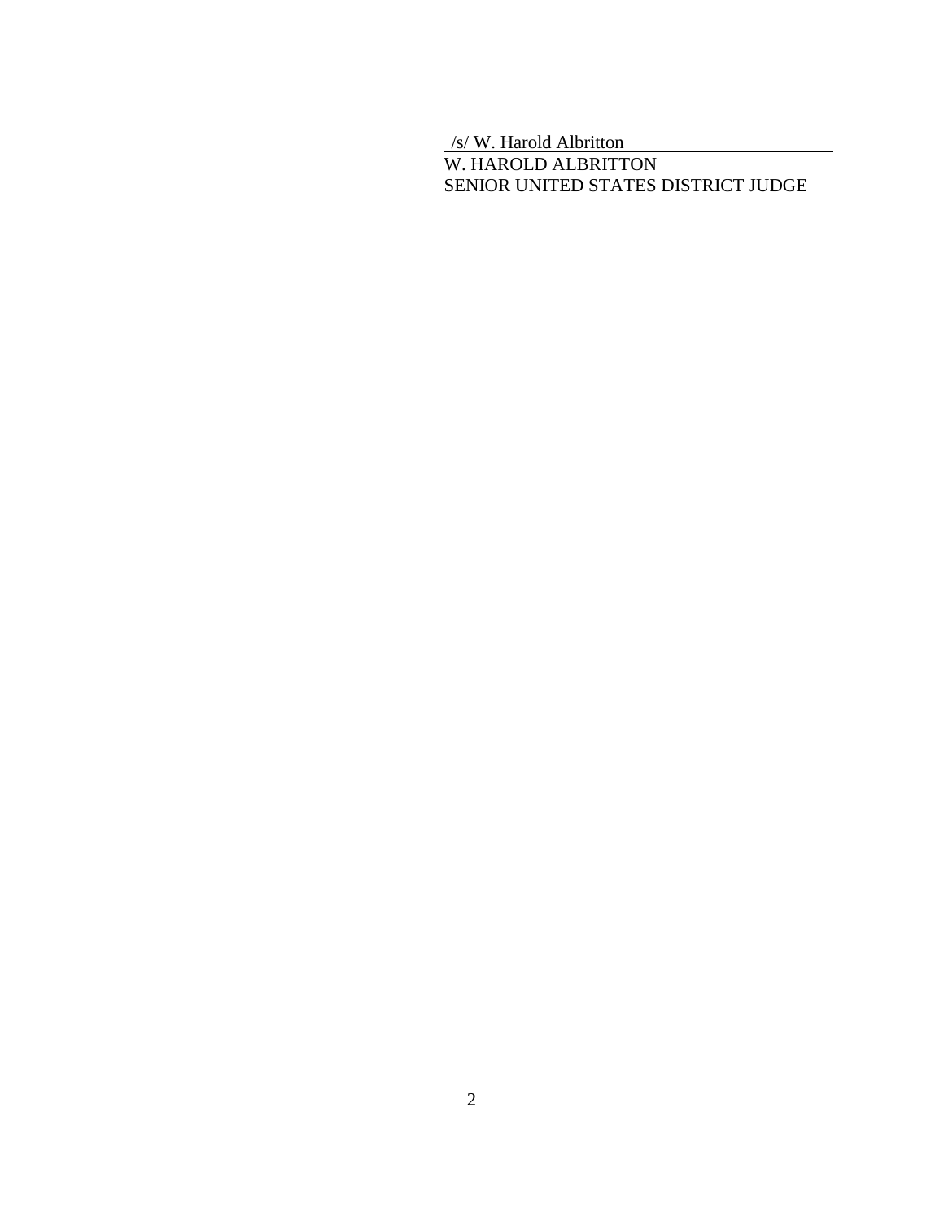/s/ W. Harold Albritton

W. HAROLD ALBRITTON
SENIOR UNITED STATES DISTRICT JUDGE